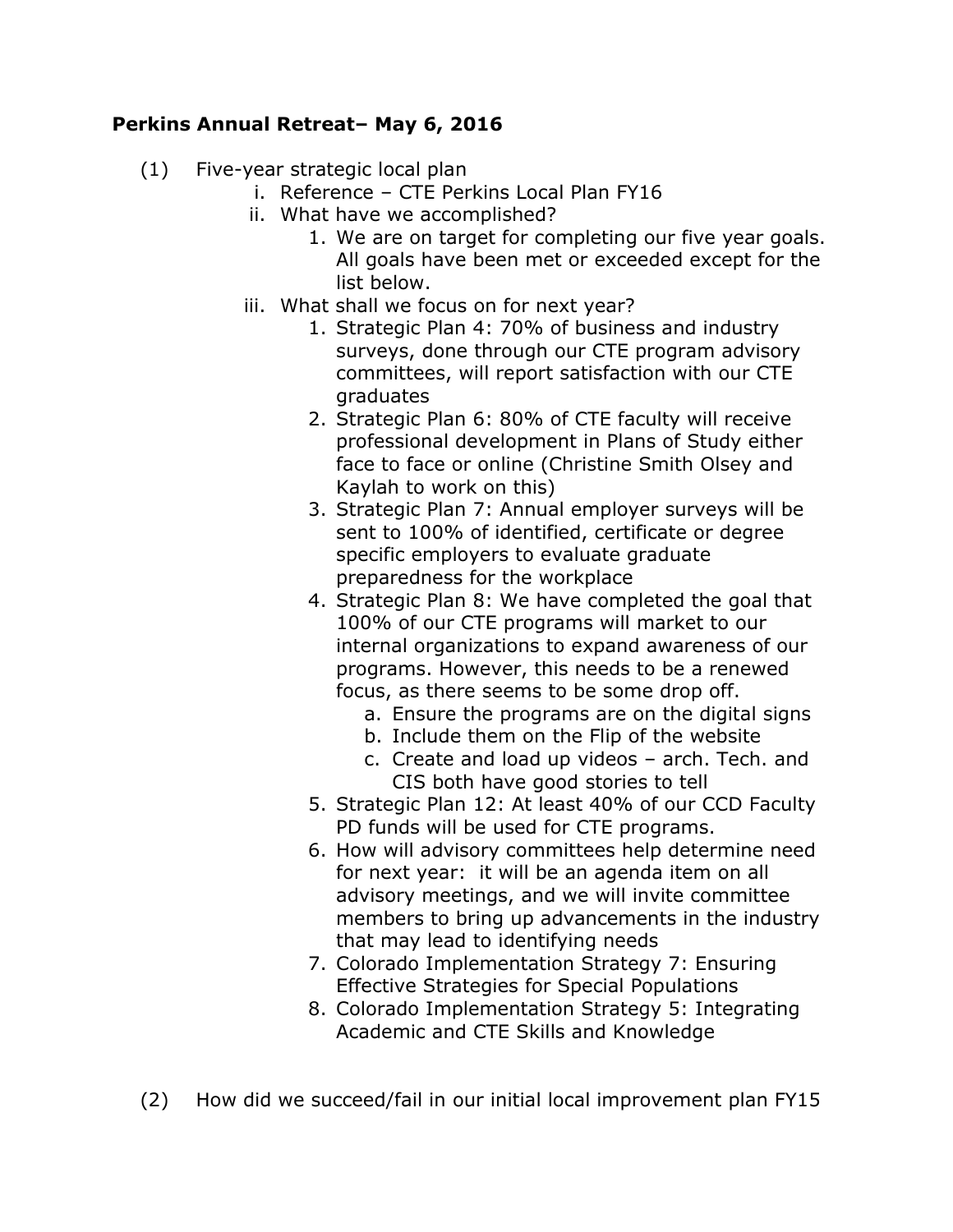**Perkins Annual Retreat– May 6, 2016**

(1) Five-year strategic local plan

   i. Reference – CTE Perkins Local Plan FY16

   ii. What have we accomplished?

      1. We are on target for completing our five year goals. All goals have been met or exceeded except for the list below.

   iii. What shall we focus on for next year?

      1. Strategic Plan 4: 70% of business and industry surveys, done through our CTE program advisory committees, will report satisfaction with our CTE graduates
      2. Strategic Plan 6: 80% of CTE faculty will receive professional development in Plans of Study either face to face or online (Christine Smith Olsey and Kaylah to work on this)
      3. Strategic Plan 7: Annual employer surveys will be sent to 100% of identified, certificate or degree specific employers to evaluate graduate preparedness for the workplace
      4. Strategic Plan 8: We have completed the goal that 100% of our CTE programs will market to our internal organizations to expand awareness of our programs. However, this needs to be a renewed focus, as there seems to be some drop off.
         a. Ensure the programs are on the digital signs
         b. Include them on the Flip of the website
         c. Create and load up videos – arch. Tech. and CIS both have good stories to tell
      5. Strategic Plan 12: At least 40% of our CCD Faculty PD funds will be used for CTE programs.
      6. How will advisory committees help determine need for next year: it will be an agenda item on all advisory meetings, and we will invite committee members to bring up advancements in the industry that may lead to identifying needs
      7. Colorado Implementation Strategy 7: Ensuring Effective Strategies for Special Populations
      8. Colorado Implementation Strategy 5: Integrating Academic and CTE Skills and Knowledge

(2) How did we succeed/fail in our initial local improvement plan FY15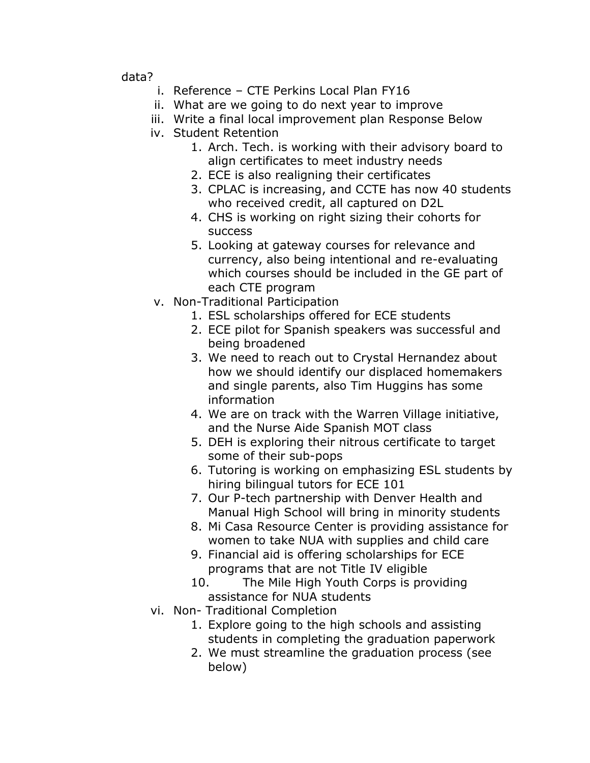data?

i. Reference – CTE Perkins Local Plan FY16
ii. What are we going to do next year to improve
iii. Write a final local improvement plan Response Below
iv. Student Retention
    1. Arch. Tech. is working with their advisory board to align certificates to meet industry needs
    2. ECE is also realigning their certificates
    3. CPLAC is increasing, and CCTE has now 40 students who received credit, all captured on D2L
    4. CHS is working on right sizing their cohorts for success
    5. Looking at gateway courses for relevance and currency, also being intentional and re-evaluating which courses should be included in the GE part of each CTE program
v. Non-Traditional Participation
    1. ESL scholarships offered for ECE students
    2. ECE pilot for Spanish speakers was successful and being broadened
    3. We need to reach out to Crystal Hernandez about how we should identify our displaced homemakers and single parents, also Tim Huggins has some information
    4. We are on track with the Warren Village initiative, and the Nurse Aide Spanish MOT class
    5. DEH is exploring their nitrous certificate to target some of their sub-pops
    6. Tutoring is working on emphasizing ESL students by hiring bilingual tutors for ECE 101
    7. Our P-tech partnership with Denver Health and Manual High School will bring in minority students
    8. Mi Casa Resource Center is providing assistance for women to take NUA with supplies and child care
    9. Financial aid is offering scholarships for ECE programs that are not Title IV eligible
    10. The Mile High Youth Corps is providing assistance for NUA students
vi. Non- Traditional Completion
    1. Explore going to the high schools and assisting students in completing the graduation paperwork
    2. We must streamline the graduation process (see below)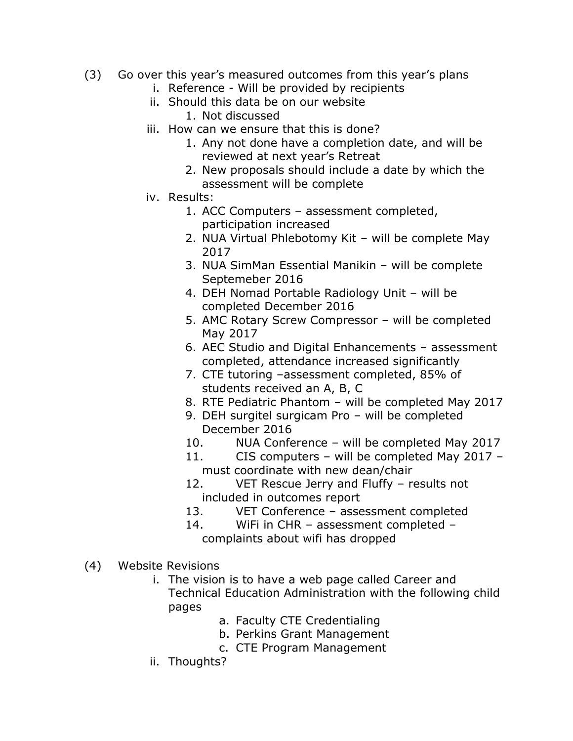(3) Go over this year's measured outcomes from this year's plans

   i. Reference - Will be provided by recipients
   ii. Should this data be on our website
      1. Not discussed
   iii. How can we ensure that this is done?
      1. Any not done have a completion date, and will be reviewed at next year's Retreat
      2. New proposals should include a date by which the assessment will be complete
   iv. Results:
      1. ACC Computers – assessment completed, participation increased
      2. NUA Virtual Phlebotomy Kit – will be complete May 2017
      3. NUA SimMan Essential Manikin – will be complete Septemeber 2016
      4. DEH Nomad Portable Radiology Unit – will be completed December 2016
      5. AMC Rotary Screw Compressor – will be completed May 2017
      6. AEC Studio and Digital Enhancements – assessment completed, attendance increased significantly
      7. CTE tutoring –assessment completed, 85% of students received an A, B, C
      8. RTE Pediatric Phantom – will be completed May 2017
      9. DEH surgitel surgicam Pro – will be completed December 2016
      10. NUA Conference – will be completed May 2017
      11. CIS computers – will be completed May 2017 – must coordinate with new dean/chair
      12. VET Rescue Jerry and Fluffy – results not included in outcomes report
      13. VET Conference – assessment completed
      14. WiFi in CHR – assessment completed – complaints about wifi has dropped

(4) Website Revisions

   i. The vision is to have a web page called Career and Technical Education Administration with the following child pages
      a. Faculty CTE Credentialing
      b. Perkins Grant Management
      c. CTE Program Management
   ii. Thoughts?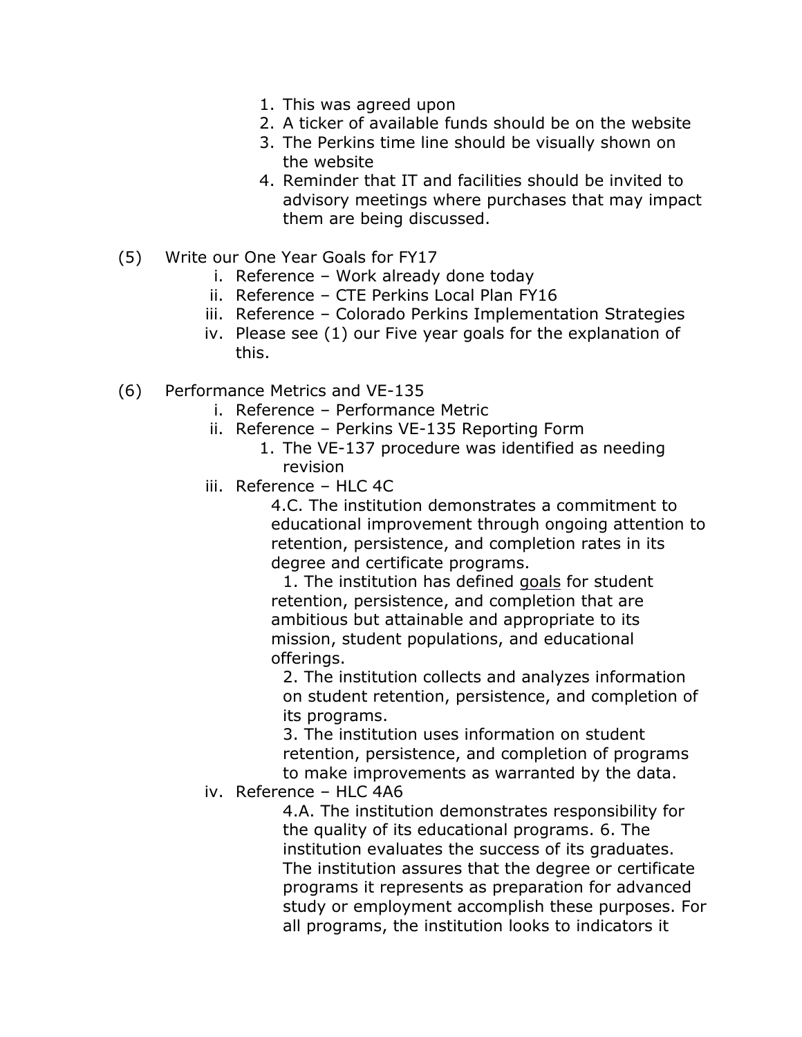1. This was agreed upon
2. A ticker of available funds should be on the website
3. The Perkins time line should be visually shown on the website
4. Reminder that IT and facilities should be invited to advisory meetings where purchases that may impact them are being discussed.

(5) Write our One Year Goals for FY17

   i. Reference – Work already done today
   ii. Reference – CTE Perkins Local Plan FY16
   iii. Reference – Colorado Perkins Implementation Strategies
   iv. Please see (1) our Five year goals for the explanation of this.

(6) Performance Metrics and VE-135

   i. Reference – Performance Metric
   ii. Reference – Perkins VE-135 Reporting Form
      1. The VE-137 procedure was identified as needing revision
   iii. Reference – HLC 4C

      4.C. The institution demonstrates a commitment to educational improvement through ongoing attention to retention, persistence, and completion rates in its degree and certificate programs.

      1. The institution has defined goals for student retention, persistence, and completion that are ambitious but attainable and appropriate to its mission, student populations, and educational offerings.

      2. The institution collects and analyzes information on student retention, persistence, and completion of its programs.

      3. The institution uses information on student retention, persistence, and completion of programs to make improvements as warranted by the data.

   iv. Reference – HLC 4A6

      4.A. The institution demonstrates responsibility for the quality of its educational programs. 6. The institution evaluates the success of its graduates. The institution assures that the degree or certificate programs it represents as preparation for advanced study or employment accomplish these purposes. For all programs, the institution looks to indicators it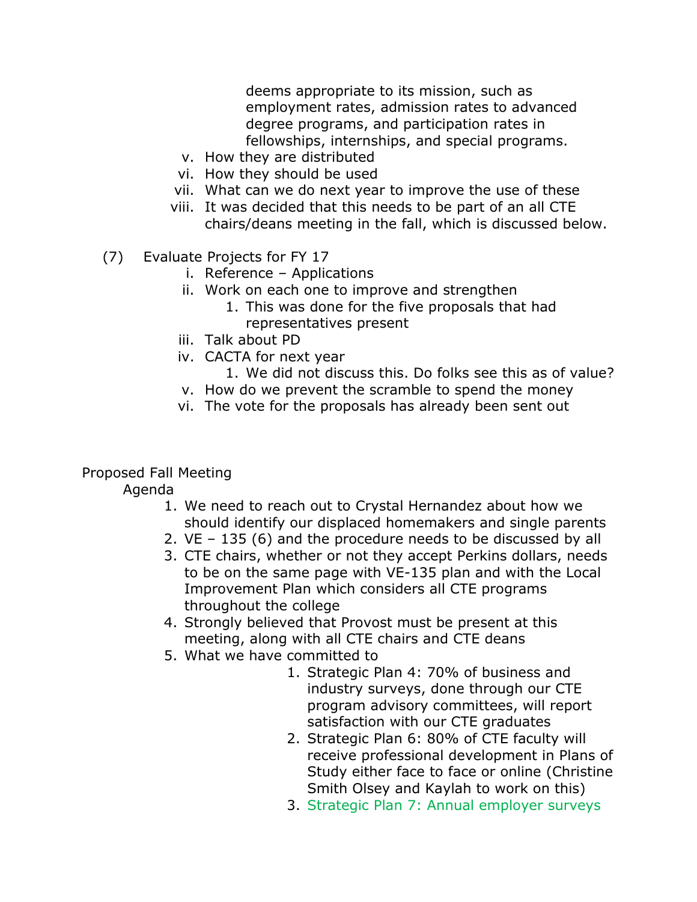deems appropriate to its mission, such as employment rates, admission rates to advanced degree programs, and participation rates in fellowships, internships, and special programs.

v. How they are distributed
vi. How they should be used
vii. What can we do next year to improve the use of these
viii. It was decided that this needs to be part of an all CTE chairs/deans meeting in the fall, which is discussed below.

(7) Evaluate Projects for FY 17
   i. Reference – Applications
   ii. Work on each one to improve and strengthen
      1. This was done for the five proposals that had representatives present
   iii. Talk about PD
   iv. CACTA for next year
      1. We did not discuss this. Do folks see this as of value?
   v. How do we prevent the scramble to spend the money
   vi. The vote for the proposals has already been sent out

Proposed Fall Meeting

Agenda

1. We need to reach out to Crystal Hernandez about how we should identify our displaced homemakers and single parents
2. VE – 135 (6) and the procedure needs to be discussed by all
3. CTE chairs, whether or not they accept Perkins dollars, needs to be on the same page with VE-135 plan and with the Local Improvement Plan which considers all CTE programs throughout the college
4. Strongly believed that Provost must be present at this meeting, along with all CTE chairs and CTE deans
5. What we have committed to
   1. Strategic Plan 4: 70% of business and industry surveys, done through our CTE program advisory committees, will report satisfaction with our CTE graduates
   2. Strategic Plan 6: 80% of CTE faculty will receive professional development in Plans of Study either face to face or online (Christine Smith Olsey and Kaylah to work on this)
   3. Strategic Plan 7: Annual employer surveys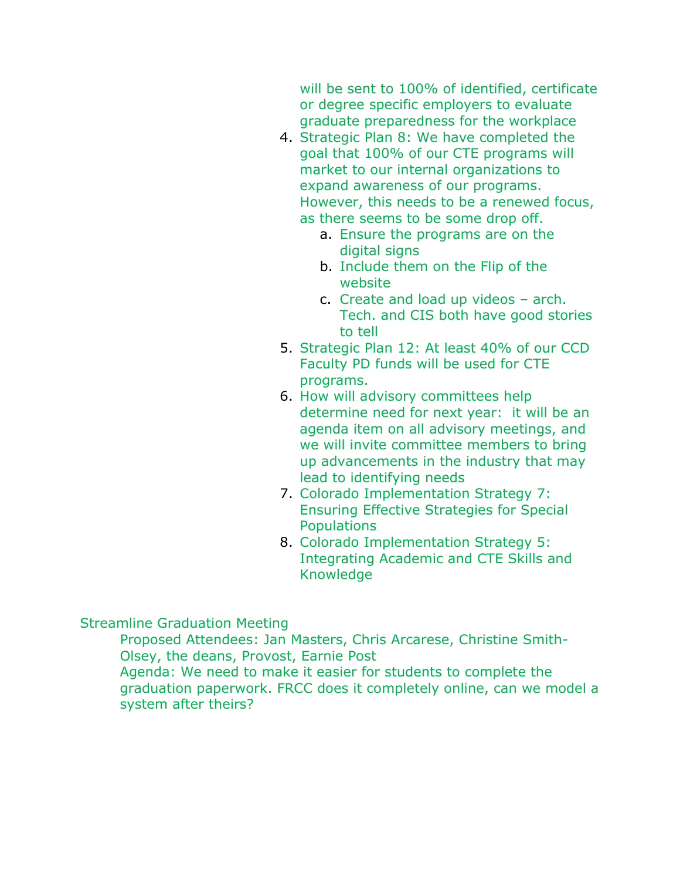will be sent to 100% of identified, certificate or degree specific employers to evaluate graduate preparedness for the workplace

4. Strategic Plan 8: We have completed the goal that 100% of our CTE programs will market to our internal organizations to expand awareness of our programs. However, this needs to be a renewed focus, as there seems to be some drop off.
   a. Ensure the programs are on the digital signs
   b. Include them on the Flip of the website
   c. Create and load up videos – arch. Tech. and CIS both have good stories to tell
5. Strategic Plan 12: At least 40% of our CCD Faculty PD funds will be used for CTE programs.
6. How will advisory committees help determine need for next year: it will be an agenda item on all advisory meetings, and we will invite committee members to bring up advancements in the industry that may lead to identifying needs
7. Colorado Implementation Strategy 7: Ensuring Effective Strategies for Special Populations
8. Colorado Implementation Strategy 5: Integrating Academic and CTE Skills and Knowledge

Streamline Graduation Meeting

Proposed Attendees: Jan Masters, Chris Arcarese, Christine Smith-Olsey, the deans, Provost, Earnie Post

Agenda: We need to make it easier for students to complete the graduation paperwork. FRCC does it completely online, can we model a system after theirs?